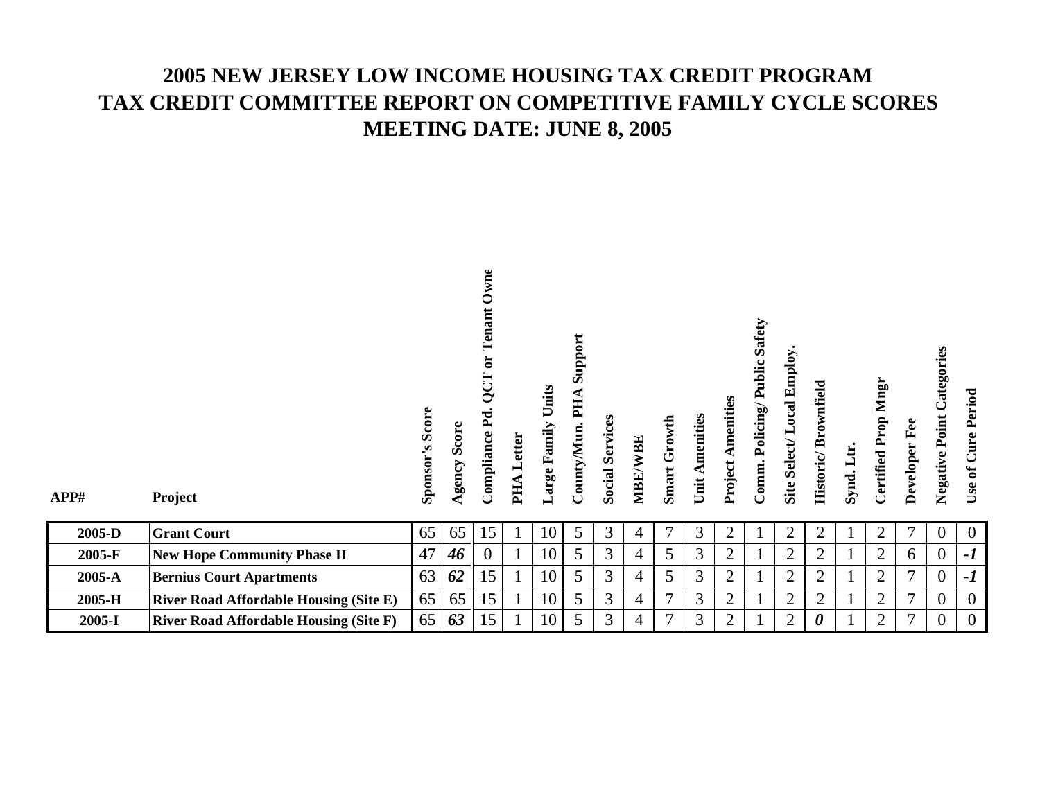# 2005 NEW JERSEY LOW INCOME HOUSING TAX CREDIT PROGRAM
# TAX CREDIT COMMITTEE REPORT ON COMPETITIVE FAMILY CYCLE SCORES
# MEETING DATE: JUNE 8, 2005

| APP# | Project | Sponsor's Score | Agency Score | Compliance Pd. QCT or Tenant Owne | PHA Letter | Large Family Units | County/Mun. PHA Support | Social Services | MBE/WBE | Smart Growth | Unit Amenities | Project Amenities | Comm. Policing/ Public Safety | Site Select/ Local Employ. | Historic/ Brownfield | Synd. Ltr. | Certified Prop Mngr | Developer Fee | Negative Point Categories | Use of Cure Period |
|---|---|---|---|---|---|---|---|---|---|---|---|---|---|---|---|---|---|---|---|---|
| **2005-D** | **Grant Court** | 65 | 65 | 15 | 1 | 10 | 5 | 3 | 4 | 7 | 3 | 2 | 1 | 2 | 2 | 1 | 2 | 7 | 0 | 0 |
| **2005-F** | **New Hope Community Phase II** | 47 | ***46*** | 0 | 1 | 10 | 5 | 3 | 4 | 5 | 3 | 2 | 1 | 2 | 2 | 1 | 2 | 6 | 0 | ***-1*** |
| **2005-A** | **Bernius Court Apartments** | 63 | ***62*** | 15 | 1 | 10 | 5 | 3 | 4 | 5 | 3 | 2 | 1 | 2 | 2 | 1 | 2 | 7 | 0 | ***-1*** |
| **2005-H** | **River Road Affordable Housing (Site E)** | 65 | 65 | 15 | 1 | 10 | 5 | 3 | 4 | 7 | 3 | 2 | 1 | 2 | 2 | 1 | 2 | 7 | 0 | 0 |
| **2005-I** | **River Road Affordable Housing (Site F)** | 65 | ***63*** | 15 | 1 | 10 | 5 | 3 | 4 | 7 | 3 | 2 | 1 | 2 | ***0*** | 1 | 2 | 7 | 0 | 0 |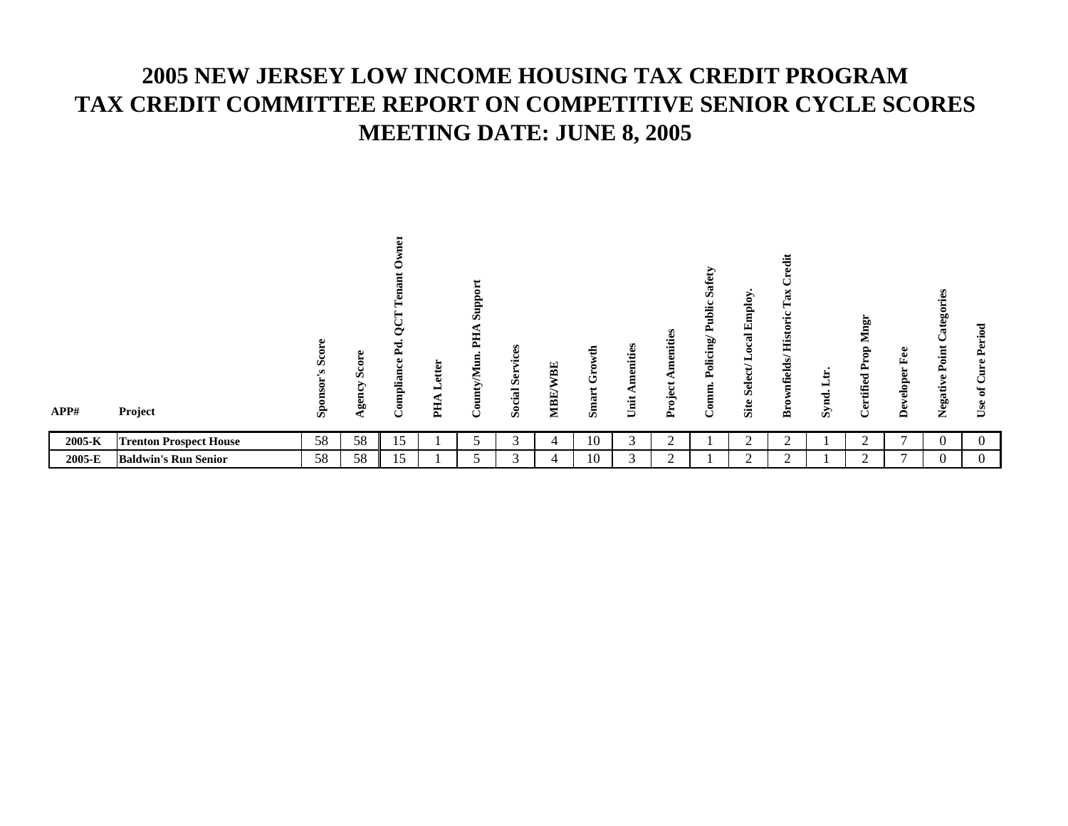# 2005 NEW JERSEY LOW INCOME HOUSING TAX CREDIT PROGRAM
# TAX CREDIT COMMITTEE REPORT ON COMPETITIVE SENIOR CYCLE SCORES
# MEETING DATE: JUNE 8, 2005

| APP# | Project | Sponsor's Score | Agency Score | Compliance Pd. QCT Tenant Owner | PHA Letter | County/Mun. PHA Support | Social Services | MBE/WBE | Smart Growth | Unit Amenities | Project Amenities | Comm. Policing/ Public Safety | Site Select/ Local Employ. | Brownfields/ Historic Tax Credit | Synd. Ltr. | Certified Prop Mngr | Developer Fee | Negative Point Categories | Use of Cure Period |
|---|---|---|---|---|---|---|---|---|---|---|---|---|---|---|---|---|---|---|---|
| **2005-K** | **Trenton Prospect House** | 58 | 58 | 15 | 1 | 5 | 3 | 4 | 10 | 3 | 2 | 1 | 2 | 2 | 1 | 2 | 7 | 0 | 0 |
| **2005-E** | **Baldwin's Run Senior** | 58 | 58 | 15 | 1 | 5 | 3 | 4 | 10 | 3 | 2 | 1 | 2 | 2 | 1 | 2 | 7 | 0 | 0 |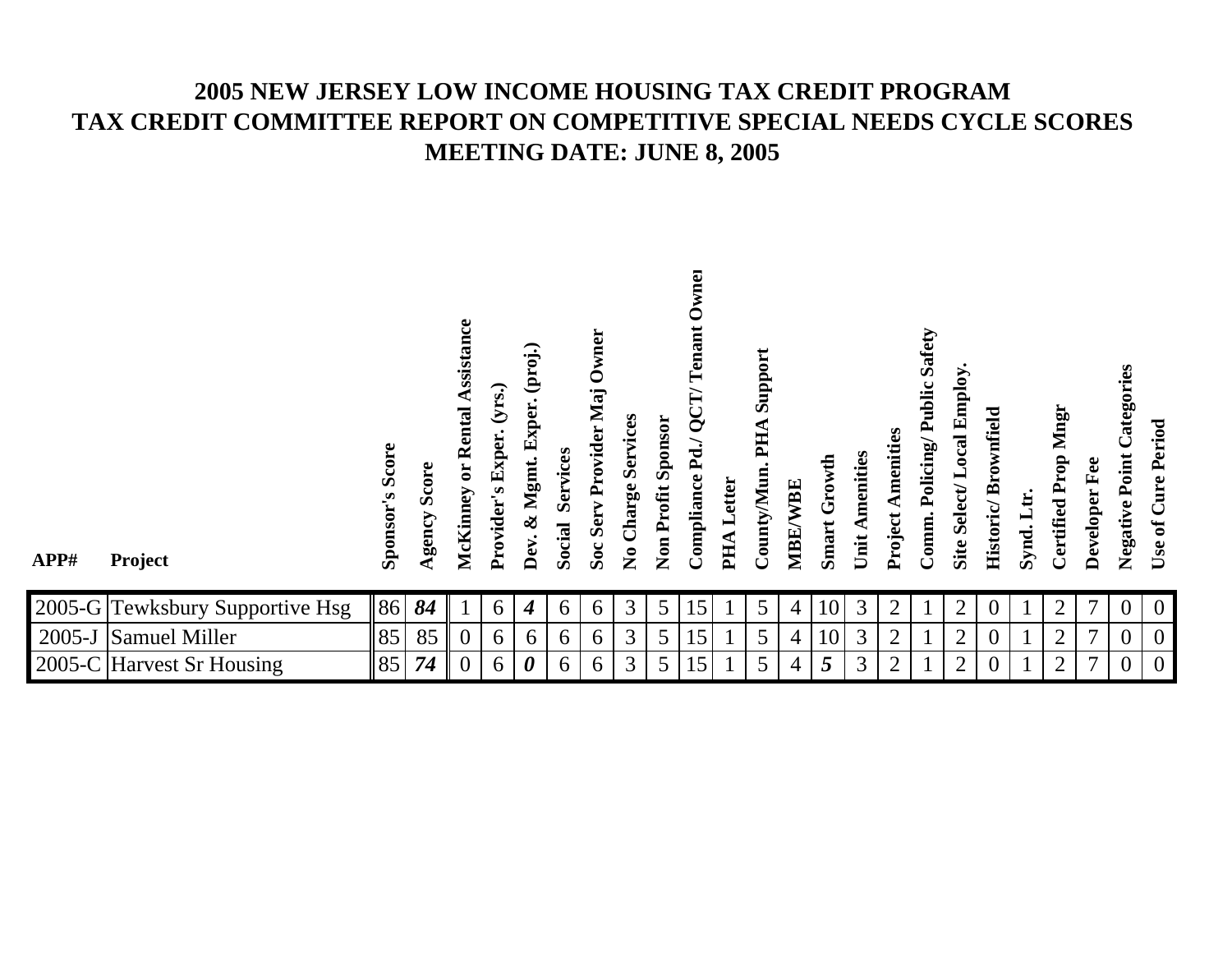# 2005 NEW JERSEY LOW INCOME HOUSING TAX CREDIT PROGRAM
# TAX CREDIT COMMITTEE REPORT ON COMPETITIVE SPECIAL NEEDS CYCLE SCORES
# MEETING DATE: JUNE 8, 2005

| APP# | Project | Sponsor's Score | Agency Score | McKinney or Rental Assistance | Provider's Exper. (yrs.) | Dev. & Mgmt. Exper. (proj.) | Social Services | Soc Serv Provider Maj Owner | No Charge Services | Non Profit Sponsor | Compliance Pd./ QCT/ Tenant Owner | PHA Letter | County/Mun. PHA Support | MBE/WBE | Smart Growth | Unit Amenities | Project Amenities | Comm. Policing/ Public Safety | Site Select/ Local Employ. | Historic/ Brownfield | Synd. Ltr. | Certified Prop Mngr | Developer Fee | Negative Point Categories | Use of Cure Period |
|---|---|---|---|---|---|---|---|---|---|---|---|---|---|---|---|---|---|---|---|---|---|---|---|---|---|
| 2005-G | Tewksbury Supportive Hsg | 86 | ***84*** | 1 | 6 | ***4*** | 6 | 6 | 3 | 5 | 15 | 1 | 5 | 4 | 10 | 3 | 2 | 1 | 2 | 0 | 1 | 2 | 7 | 0 | 0 |
| 2005-J | Samuel Miller | 85 | 85 | 0 | 6 | 6 | 6 | 6 | 3 | 5 | 15 | 1 | 5 | 4 | 10 | 3 | 2 | 1 | 2 | 0 | 1 | 2 | 7 | 0 | 0 |
| 2005-C | Harvest Sr Housing | 85 | ***74*** | 0 | 6 | ***0*** | 6 | 6 | 3 | 5 | 15 | 1 | 5 | 4 | ***5*** | 3 | 2 | 1 | 2 | 0 | 1 | 2 | 7 | 0 | 0 |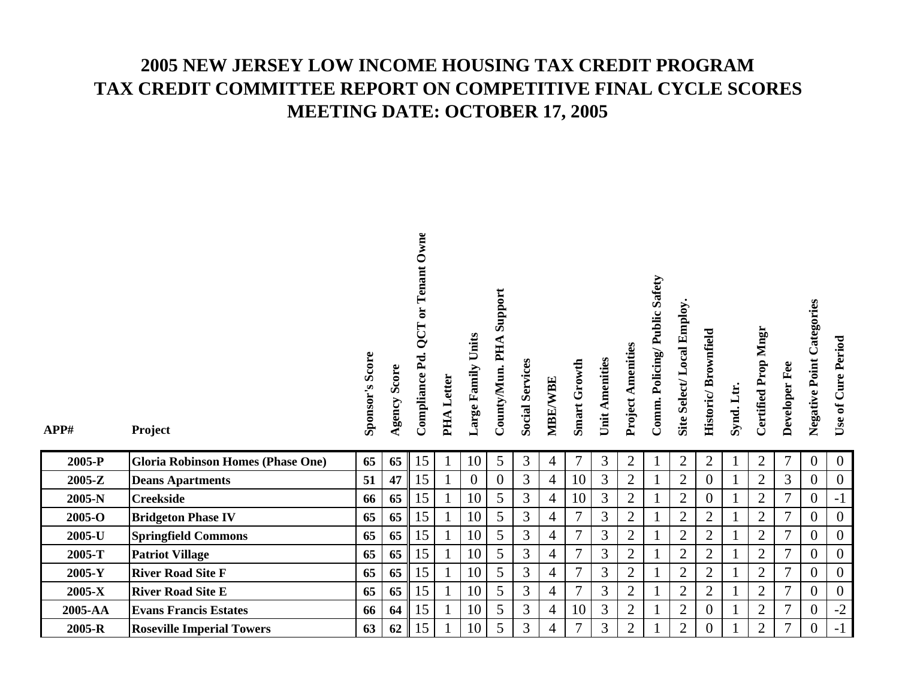# 2005 NEW JERSEY LOW INCOME HOUSING TAX CREDIT PROGRAM
# TAX CREDIT COMMITTEE REPORT ON COMPETITIVE FINAL CYCLE SCORES
# MEETING DATE: OCTOBER 17, 2005

| APP# | Project | Sponsor's Score | Agency Score | Compliance Pd. QCT or Tenant Owne | PHA Letter | Large Family Units | County/Mun. PHA Support | Social Services | MBE/WBE | Smart Growth | Unit Amenities | Project Amenities | Comm. Policing/ Public Safety | Site Select/ Local Employ. | Historic/ Brownfield | Synd. Ltr. | Certified Prop Mngr | Developer Fee | Negative Point Categories | Use of Cure Period |
|---|---|---|---|---|---|---|---|---|---|---|---|---|---|---|---|---|---|---|---|---|
| 2005-P | Gloria Robinson Homes (Phase One) | 65 | 65 | 15 | 1 | 10 | 5 | 3 | 4 | 7 | 3 | 2 | 1 | 2 | 2 | 1 | 2 | 7 | 0 | 0 |
| 2005-Z | Deans Apartments | 51 | 47 | 15 | 1 | 0 | 0 | 3 | 4 | 10 | 3 | 2 | 1 | 2 | 0 | 1 | 2 | 3 | 0 | 0 |
| 2005-N | Creekside | 66 | 65 | 15 | 1 | 10 | 5 | 3 | 4 | 10 | 3 | 2 | 1 | 2 | 0 | 1 | 2 | 7 | 0 | -1 |
| 2005-O | Bridgeton Phase IV | 65 | 65 | 15 | 1 | 10 | 5 | 3 | 4 | 7 | 3 | 2 | 1 | 2 | 2 | 1 | 2 | 7 | 0 | 0 |
| 2005-U | Springfield Commons | 65 | 65 | 15 | 1 | 10 | 5 | 3 | 4 | 7 | 3 | 2 | 1 | 2 | 2 | 1 | 2 | 7 | 0 | 0 |
| 2005-T | Patriot Village | 65 | 65 | 15 | 1 | 10 | 5 | 3 | 4 | 7 | 3 | 2 | 1 | 2 | 2 | 1 | 2 | 7 | 0 | 0 |
| 2005-Y | River Road Site F | 65 | 65 | 15 | 1 | 10 | 5 | 3 | 4 | 7 | 3 | 2 | 1 | 2 | 2 | 1 | 2 | 7 | 0 | 0 |
| 2005-X | River Road Site E | 65 | 65 | 15 | 1 | 10 | 5 | 3 | 4 | 7 | 3 | 2 | 1 | 2 | 2 | 1 | 2 | 7 | 0 | 0 |
| 2005-AA | Evans Francis Estates | 66 | 64 | 15 | 1 | 10 | 5 | 3 | 4 | 10 | 3 | 2 | 1 | 2 | 0 | 1 | 2 | 7 | 0 | -2 |
| 2005-R | Roseville Imperial Towers | 63 | 62 | 15 | 1 | 10 | 5 | 3 | 4 | 7 | 3 | 2 | 1 | 2 | 0 | 1 | 2 | 7 | 0 | -1 |